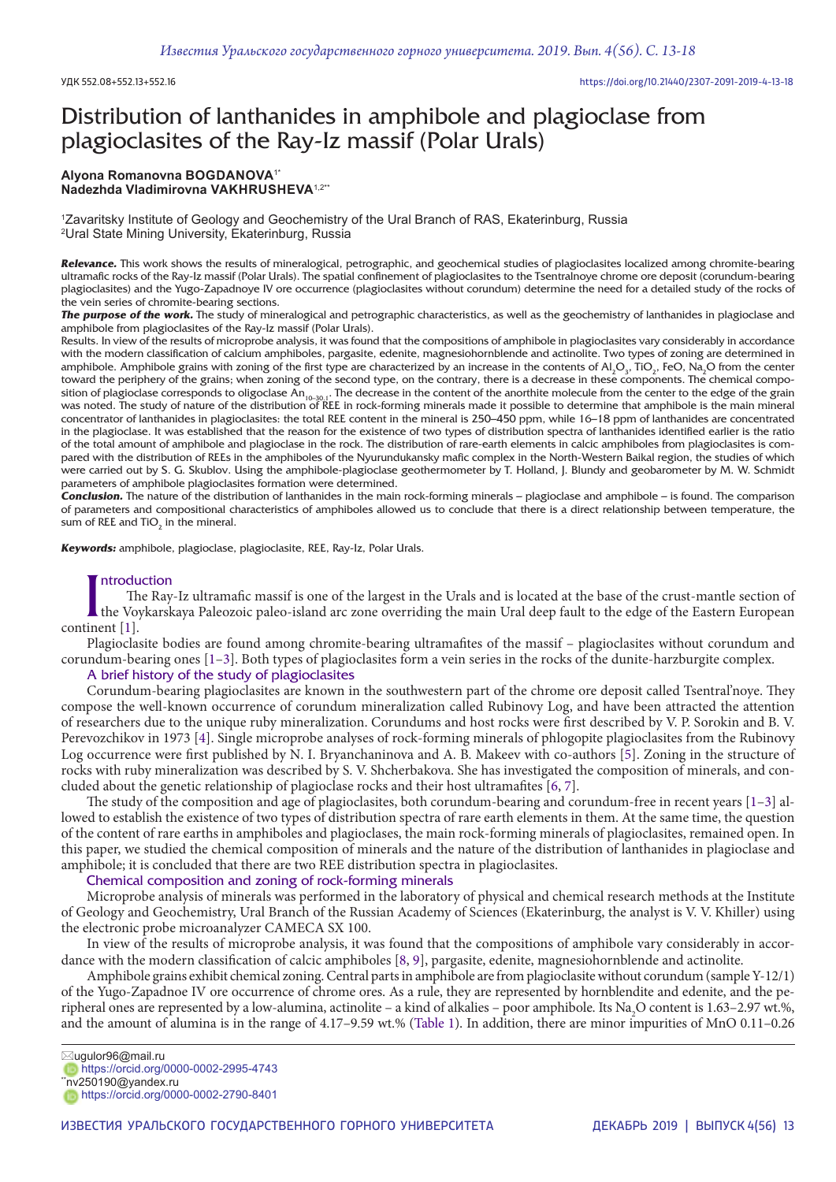УДК 552.08+552.13+552.16

https://doi.org/10.21440/2307-2091-2019-4-13-18

# Distribution of lanthanides in amphibole and plagioclase from plagioclasites of the Ray-Iz massif (Polar Urals)

**Alyona Romanovna BOGDANOVA**[1*]
**Nadezhda Vladimirovna VAKHRUSHEVA**[1,2**]

[1]Zavaritsky Institute of Geology and Geochemistry of the Ural Branch of RAS, Ekaterinburg, Russia
[2]Ural State Mining University, Ekaterinburg, Russia

***Relevance.*** This work shows the results of mineralogical, petrographic, and geochemical studies of plagioclasites localized among chromite-bearing ultramafic rocks of the Ray-Iz massif (Polar Urals). The spatial confinement of plagioclasites to the Tsentralnoye chrome ore deposit (corundum-bearing plagioclasites) and the Yugo-Zapadnoye IV ore occurrence (plagioclasites without corundum) determine the need for a detailed study of the rocks of the vein series of chromite-bearing sections.

***The purpose of the work.*** The study of mineralogical and petrographic characteristics, as well as the geochemistry of lanthanides in plagioclase and amphibole from plagioclasites of the Ray-Iz massif (Polar Urals).

Results. In view of the results of microprobe analysis, it was found that the compositions of amphibole in plagioclasites vary considerably in accordance with the modern classification of calcium amphiboles, pargasite, edenite, magnesiohornblende and actinolite. Two types of zoning are determined in amphibole. Amphibole grains with zoning of the first type are characterized by an increase in the contents of $Al_2O_3$, $TiO_2$, FeO, $Na_2O$ from the center toward the periphery of the grains; when zoning of the second type, on the contrary, there is a decrease in these components. The chemical composition of plagioclase corresponds to oligoclase $An_{10-30.1}$. The decrease in the content of the anorthite molecule from the center to the edge of the grain was noted. The study of nature of the distribution of REE in rock-forming minerals made it possible to determine that amphibole is the main mineral concentrator of lanthanides in plagioclasites: the total REE content in the mineral is 250–450 ppm, while 16–18 ppm of lanthanides are concentrated in the plagioclase. It was established that the reason for the existence of two types of distribution spectra of lanthanides identified earlier is the ratio of the total amount of amphibole and plagioclase in the rock. The distribution of rare-earth elements in calcic amphiboles from plagioclasites is compared with the distribution of REEs in the amphiboles of the Nyurundukansky mafic complex in the North-Western Baikal region, the studies of which were carried out by S. G. Skublov. Using the amphibole-plagioclase geothermometer by T. Holland, J. Blundy and geobarometer by M. W. Schmidt parameters of amphibole plagioclasites formation were determined.

***Conclusion.*** The nature of the distribution of lanthanides in the main rock-forming minerals – plagioclase and amphibole – is found. The comparison of parameters and compositional characteristics of amphiboles allowed us to conclude that there is a direct relationship between temperature, the sum of REE and $TiO_2$ in the mineral.

***Keywords:*** amphibole, plagioclase, plagioclasite, REE, Ray-Iz, Polar Urals.

## Introduction

The Ray-Iz ultramafic massif is one of the largest in the Urals and is located at the base of the crust-mantle section of the Voykarskaya Paleozoic paleo-island arc zone overriding the main Ural deep fault to the edge of the Eastern European continent [1].

Plagioclasite bodies are found among chromite-bearing ultramafites of the massif – plagioclasites without corundum and corundum-bearing ones [1–3]. Both types of plagioclasites form a vein series in the rocks of the dunite-harzburgite complex.

### A brief history of the study of plagioclasites

Corundum-bearing plagioclasites are known in the southwestern part of the chrome ore deposit called Tsentral'noye. They compose the well-known occurrence of corundum mineralization called Rubinovy Log, and have been attracted the attention of researchers due to the unique ruby mineralization. Corundums and host rocks were first described by V. P. Sorokin and B. V. Perevozchikov in 1973 [4]. Single microprobe analyses of rock-forming minerals of phlogopite plagioclasites from the Rubinovy Log occurrence were first published by N. I. Bryanchaninova and A. B. Makeev with co-authors [5]. Zoning in the structure of rocks with ruby mineralization was described by S. V. Shcherbakova. She has investigated the composition of minerals, and concluded about the genetic relationship of plagioclase rocks and their host ultramafites [6, 7].

The study of the composition and age of plagioclasites, both corundum-bearing and corundum-free in recent years [1–3] allowed to establish the existence of two types of distribution spectra of rare earth elements in them. At the same time, the question of the content of rare earths in amphiboles and plagioclases, the main rock-forming minerals of plagioclasites, remained open. In this paper, we studied the chemical composition of minerals and the nature of the distribution of lanthanides in plagioclase and amphibole; it is concluded that there are two REE distribution spectra in plagioclasites.

### Chemical composition and zoning of rock-forming minerals

Microprobe analysis of minerals was performed in the laboratory of physical and chemical research methods at the Institute of Geology and Geochemistry, Ural Branch of the Russian Academy of Sciences (Ekaterinburg, the analyst is V. V. Khiller) using the electronic probe microanalyzer CAMECA SX 100.

In view of the results of microprobe analysis, it was found that the compositions of amphibole vary considerably in accordance with the modern classification of calcic amphiboles [8, 9], pargasite, edenite, magnesiohornblende and actinolite.

Amphibole grains exhibit chemical zoning. Central parts in amphibole are from plagioclasite without corundum (sample Y-12/1) of the Yugo-Zapadnoe IV ore occurrence of chrome ores. As a rule, they are represented by hornblendite and edenite, and the peripheral ones are represented by a low-alumina, actinolite – a kind of alkalies – poor amphibole. Its $Na_2O$ content is 1.63–2.97 wt.%, and the amount of alumina is in the range of 4.17–9.59 wt.% (Table 1). In addition, there are minor impurities of MnO 0.11–0.26

✉ugulor96@mail.ru
https://orcid.org/0000-0002-2995-4743
**nv250190@yandex.ru
https://orcid.org/0000-0002-2790-8401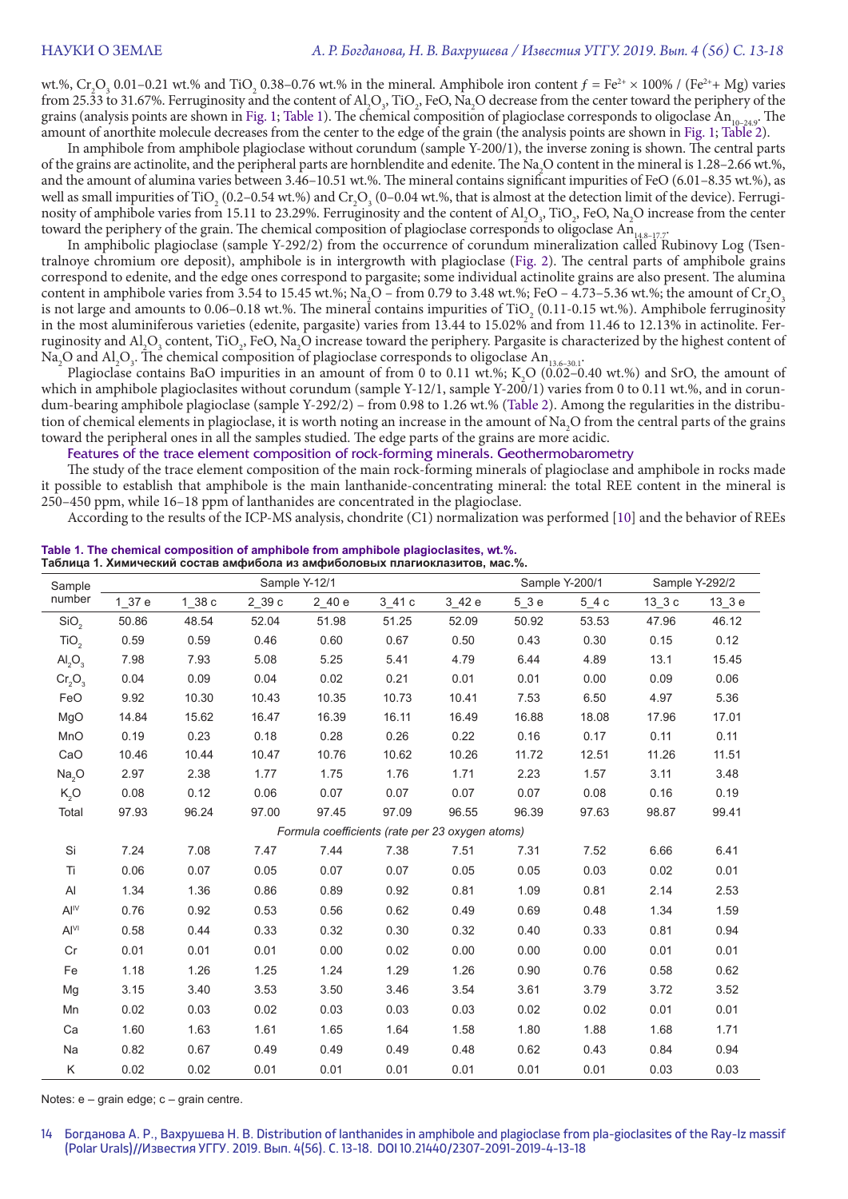wt.%, $Cr_2O_3$ 0.01–0.21 wt.% and $TiO_2$ 0.38–0.76 wt.% in the mineral. Amphibole iron content $f = Fe^{2+} \times 100\% / (Fe^{2+} + Mg)$ varies from 25.33 to 31.67%. Ferruginosity and the content of $Al_2O_3$, $TiO_2$, FeO, $Na_2O$ decrease from the center toward the periphery of the grains (analysis points are shown in Fig. 1; Table 1). The chemical composition of plagioclase corresponds to oligoclase $An_{10-24.9}$. The amount of anorthite molecule decreases from the center to the edge of the grain (the analysis points are shown in Fig. 1; Table 2).

In amphibole from amphibole plagioclase without corundum (sample Y-200/1), the inverse zoning is shown. The central parts of the grains are actinolite, and the peripheral parts are hornblendite and edenite. The $Na_2O$ content in the mineral is 1.28–2.66 wt.%, and the amount of alumina varies between 3.46–10.51 wt.%. The mineral contains significant impurities of FeO (6.01–8.35 wt.%), as well as small impurities of $TiO_2$ (0.2–0.54 wt.%) and $Cr_2O_3$ (0–0.04 wt.%, that is almost at the detection limit of the device). Ferruginosity of amphibole varies from 15.11 to 23.29%. Ferruginosity and the content of $Al_2O_3$, $TiO_2$, FeO, $Na_2O$ increase from the center toward the periphery of the grain. The chemical composition of plagioclase corresponds to oligoclase $An_{14.8-17.7}$.

In amphibolic plagioclase (sample Y-292/2) from the occurrence of corundum mineralization called Rubinovy Log (Tsentralnoye chromium ore deposit), amphibole is in intergrowth with plagioclase (Fig. 2). The central parts of amphibole grains correspond to edenite, and the edge ones correspond to pargasite; some individual actinolite grains are also present. The alumina content in amphibole varies from 3.54 to 15.45 wt.%; $Na_2O$ – from 0.79 to 3.48 wt.%; FeO – 4.73–5.36 wt.%; the amount of $Cr_2O_3$ is not large and amounts to 0.06–0.18 wt.%. The mineral contains impurities of $TiO_2$ (0.11-0.15 wt.%). Amphibole ferruginosity in the most aluminiferous varieties (edenite, pargasite) varies from 13.44 to 15.02% and from 11.46 to 12.13% in actinolite. Ferruginosity and $Al_2O_3$ content, $TiO_2$, FeO, $Na_2O$ increase toward the periphery. Pargasite is characterized by the highest content of $Na_2O$ and $Al_2O_3$. The chemical composition of plagioclase corresponds to oligoclase $An_{13.6-30.1}$.

Plagioclase contains BaO impurities in an amount of from 0 to 0.11 wt.%; $K_2O$ (0.02–0.40 wt.%) and SrO, the amount of which in amphibole plagioclasites without corundum (sample Y-12/1, sample Y-200/1) varies from 0 to 0.11 wt.%, and in corundum-bearing amphibole plagioclase (sample Y-292/2) – from 0.98 to 1.26 wt.% (Table 2). Among the regularities in the distribution of chemical elements in plagioclase, it is worth noting an increase in the amount of $Na_2O$ from the central parts of the grains toward the peripheral ones in all the samples studied. The edge parts of the grains are more acidic.

### Features of the trace element composition of rock-forming minerals. Geothermobarometry

The study of the trace element composition of the main rock-forming minerals of plagioclase and amphibole in rocks made it possible to establish that amphibole is the main lanthanide-concentrating mineral: the total REE content in the mineral is 250–450 ppm, while 16–18 ppm of lanthanides are concentrated in the plagioclase.

According to the results of the ICP-MS analysis, chondrite (C1) normalization was performed [10] and the behavior of REEs

**Table 1. The chemical composition of amphibole from amphibole plagioclasites, wt.%.**
**Таблица 1. Химический состав амфибола из амфиболовых плагиоклазитов, мас.%.**

| Sample number | Sample Y-12/1 | | | | | | Sample Y-200/1 | | Sample Y-292/2 | |
|---|---|---|---|---|---|---|---|---|---|---|
| | 1_37 e | 1_38 c | 2_39 c | 2_40 e | 3_41 c | 3_42 e | 5_3 e | 5_4 c | 13_3 c | 13_3 e |
| $SiO_2$ | 50.86 | 48.54 | 52.04 | 51.98 | 51.25 | 52.09 | 50.92 | 53.53 | 47.96 | 46.12 |
| $TiO_2$ | 0.59 | 0.59 | 0.46 | 0.60 | 0.67 | 0.50 | 0.43 | 0.30 | 0.15 | 0.12 |
| $Al_2O_3$ | 7.98 | 7.93 | 5.08 | 5.25 | 5.41 | 4.79 | 6.44 | 4.89 | 13.1 | 15.45 |
| $Cr_2O_3$ | 0.04 | 0.09 | 0.04 | 0.02 | 0.21 | 0.01 | 0.01 | 0.00 | 0.09 | 0.06 |
| FeO | 9.92 | 10.30 | 10.43 | 10.35 | 10.73 | 10.41 | 7.53 | 6.50 | 4.97 | 5.36 |
| MgO | 14.84 | 15.62 | 16.47 | 16.39 | 16.11 | 16.49 | 16.88 | 18.08 | 17.96 | 17.01 |
| MnO | 0.19 | 0.23 | 0.18 | 0.28 | 0.26 | 0.22 | 0.16 | 0.17 | 0.11 | 0.11 |
| CaO | 10.46 | 10.44 | 10.47 | 10.76 | 10.62 | 10.26 | 11.72 | 12.51 | 11.26 | 11.51 |
| $Na_2O$ | 2.97 | 2.38 | 1.77 | 1.75 | 1.76 | 1.71 | 2.23 | 1.57 | 3.11 | 3.48 |
| $K_2O$ | 0.08 | 0.12 | 0.06 | 0.07 | 0.07 | 0.07 | 0.07 | 0.08 | 0.16 | 0.19 |
| Total | 97.93 | 96.24 | 97.00 | 97.45 | 97.09 | 96.55 | 96.39 | 97.63 | 98.87 | 99.41 |
| *Formula coefficients (rate per 23 oxygen atoms)* | | | | | | | | | | |
| Si | 7.24 | 7.08 | 7.47 | 7.44 | 7.38 | 7.51 | 7.31 | 7.52 | 6.66 | 6.41 |
| Ti | 0.06 | 0.07 | 0.05 | 0.07 | 0.07 | 0.05 | 0.05 | 0.03 | 0.02 | 0.01 |
| Al | 1.34 | 1.36 | 0.86 | 0.89 | 0.92 | 0.81 | 1.09 | 0.81 | 2.14 | 2.53 |
| $Al^{IV}$ | 0.76 | 0.92 | 0.53 | 0.56 | 0.62 | 0.49 | 0.69 | 0.48 | 1.34 | 1.59 |
| $Al^{VI}$ | 0.58 | 0.44 | 0.33 | 0.32 | 0.30 | 0.32 | 0.40 | 0.33 | 0.81 | 0.94 |
| Cr | 0.01 | 0.01 | 0.01 | 0.00 | 0.02 | 0.00 | 0.00 | 0.00 | 0.01 | 0.01 |
| Fe | 1.18 | 1.26 | 1.25 | 1.24 | 1.29 | 1.26 | 0.90 | 0.76 | 0.58 | 0.62 |
| Mg | 3.15 | 3.40 | 3.53 | 3.50 | 3.46 | 3.54 | 3.61 | 3.79 | 3.72 | 3.52 |
| Mn | 0.02 | 0.03 | 0.02 | 0.03 | 0.03 | 0.03 | 0.02 | 0.02 | 0.01 | 0.01 |
| Ca | 1.60 | 1.63 | 1.61 | 1.65 | 1.64 | 1.58 | 1.80 | 1.88 | 1.68 | 1.71 |
| Na | 0.82 | 0.67 | 0.49 | 0.49 | 0.49 | 0.48 | 0.62 | 0.43 | 0.84 | 0.94 |
| K | 0.02 | 0.02 | 0.01 | 0.01 | 0.01 | 0.01 | 0.01 | 0.01 | 0.03 | 0.03 |

Notes: e – grain edge; c – grain centre.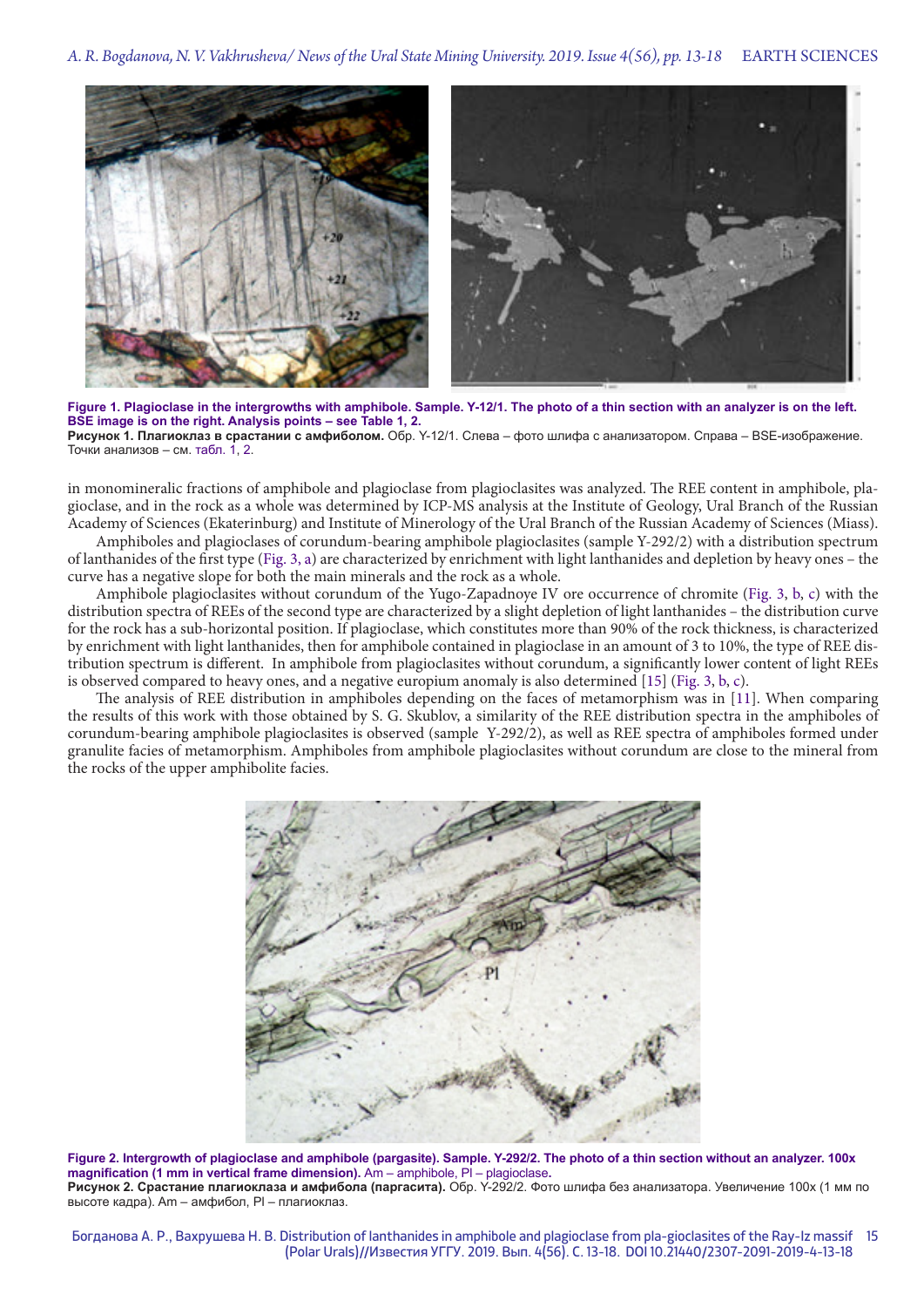**Figure 1. Plagioclase in the intergrowths with amphibole. Sample. Y-12/1. The photo of a thin section with an analyzer is on the left. BSE image is on the right. Analysis points – see Table 1, 2.**
**Рисунок 1. Плагиоклаз в срастании с амфиболом.** Обр. Y-12/1. Слева – фото шлифа с анализатором. Справа – BSE-изображение. Точки анализов – см. табл. 1, 2.

in monomineralic fractions of amphibole and plagioclase from plagioclasites was analyzed. The REE content in amphibole, plagioclase, and in the rock as a whole was determined by ICP-MS analysis at the Institute of Geology, Ural Branch of the Russian Academy of Sciences (Ekaterinburg) and Institute of Minerology of the Ural Branch of the Russian Academy of Sciences (Miass).

Amphiboles and plagioclases of corundum-bearing amphibole plagioclasites (sample Y-292/2) with a distribution spectrum of lanthanides of the first type (Fig. 3, a) are characterized by enrichment with light lanthanides and depletion by heavy ones – the curve has a negative slope for both the main minerals and the rock as a whole.

Amphibole plagioclasites without corundum of the Yugo-Zapadnoye IV ore occurrence of chromite (Fig. 3, b, c) with the distribution spectra of REEs of the second type are characterized by a slight depletion of light lanthanides – the distribution curve for the rock has a sub-horizontal position. If plagioclase, which constitutes more than 90% of the rock thickness, is characterized by enrichment with light lanthanides, then for amphibole contained in plagioclase in an amount of 3 to 10%, the type of REE distribution spectrum is different. In amphibole from plagioclasites without corundum, a significantly lower content of light REEs is observed compared to heavy ones, and a negative europium anomaly is also determined [15] (Fig. 3, b, c).

The analysis of REE distribution in amphiboles depending on the faces of metamorphism was in [11]. When comparing the results of this work with those obtained by S. G. Skublov, a similarity of the REE distribution spectra in the amphiboles of corundum-bearing amphibole plagioclasites is observed (sample Y-292/2), as well as REE spectra of amphiboles formed under granulite facies of metamorphism. Amphiboles from amphibole plagioclasites without corundum are close to the mineral from the rocks of the upper amphibolite facies.

**Figure 2. Intergrowth of plagioclase and amphibole (pargasite). Sample. Y-292/2. The photo of a thin section without an analyzer. 100x magnification (1 mm in vertical frame dimension).** Am – amphibole, Pl – plagioclase**.**
**Рисунок 2. Срастание плагиоклаза и амфибола (паргасита).** Обр. Y-292/2. Фото шлифа без анализатора. Увеличение 100x (1 мм по высоте кадра). Am – амфибол, Pl – плагиоклаз.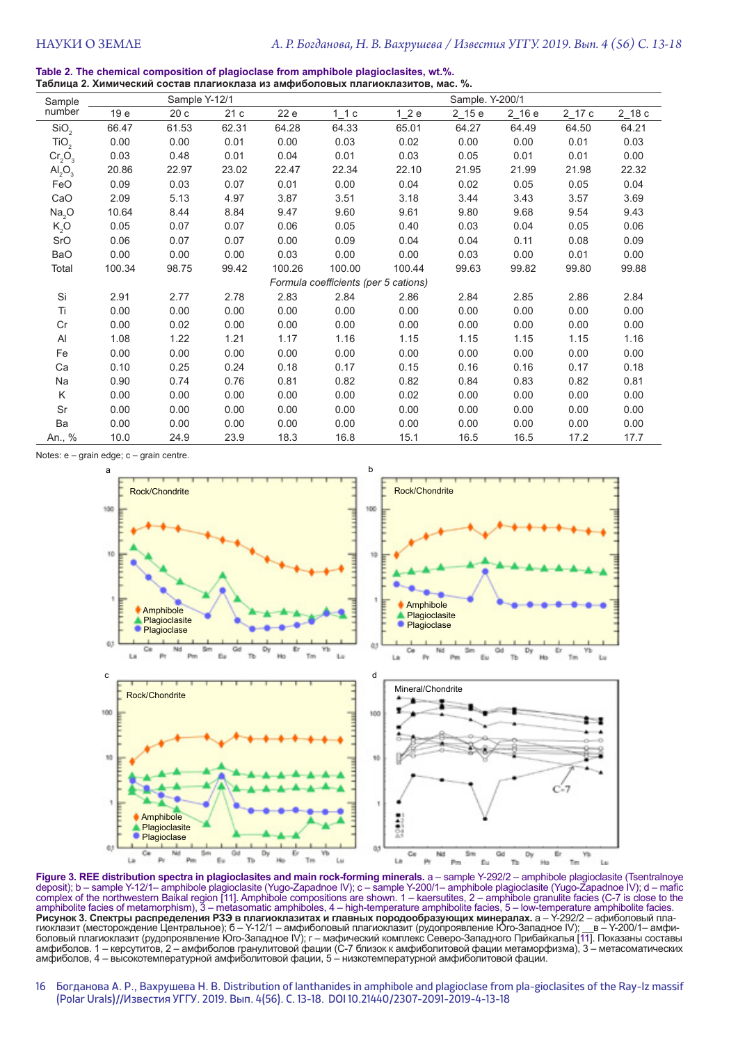**Table 2. The chemical composition of plagioclase from amphibole plagioclasites, wt.%.**
**Таблица 2. Химический состав плагиоклаза из амфиболовых плагиоклазитов, мас. %.**

| Sample number | Sample Y-12/1 | | | | Sample. Y-200/1 | | | | | |
|---|---|---|---|---|---|---|---|---|---|---|
| | 19 e | 20 c | 21 c | 22 e | 1_1 c | 1_2 e | 2_15 e | 2_16 e | 2_17 c | 2_18 c |
| $SiO_2$ | 66.47 | 61.53 | 62.31 | 64.28 | 64.33 | 65.01 | 64.27 | 64.49 | 64.50 | 64.21 |
| $TiO_2$ | 0.00 | 0.00 | 0.01 | 0.00 | 0.03 | 0.02 | 0.00 | 0.00 | 0.01 | 0.03 |
| $Cr_2O_3$ | 0.03 | 0.48 | 0.01 | 0.04 | 0.01 | 0.03 | 0.05 | 0.01 | 0.01 | 0.00 |
| $Al_2O_3$ | 20.86 | 22.97 | 23.02 | 22.47 | 22.34 | 22.10 | 21.95 | 21.99 | 21.98 | 22.32 |
| FeO | 0.09 | 0.03 | 0.07 | 0.01 | 0.00 | 0.04 | 0.02 | 0.05 | 0.05 | 0.04 |
| CaO | 2.09 | 5.13 | 4.97 | 3.87 | 3.51 | 3.18 | 3.44 | 3.43 | 3.57 | 3.69 |
| $Na_2O$ | 10.64 | 8.44 | 8.84 | 9.47 | 9.60 | 9.61 | 9.80 | 9.68 | 9.54 | 9.43 |
| $K_2O$ | 0.05 | 0.07 | 0.07 | 0.06 | 0.05 | 0.40 | 0.03 | 0.04 | 0.05 | 0.06 |
| SrO | 0.06 | 0.07 | 0.07 | 0.00 | 0.09 | 0.04 | 0.04 | 0.11 | 0.08 | 0.09 |
| BaO | 0.00 | 0.00 | 0.00 | 0.03 | 0.00 | 0.00 | 0.03 | 0.00 | 0.01 | 0.00 |
| Total | 100.34 | 98.75 | 99.42 | 100.26 | 100.00 | 100.44 | 99.63 | 99.82 | 99.80 | 99.88 |
| | | | | | *Formula coefficients (per 5 cations)* | | | | | |
| Si | 2.91 | 2.77 | 2.78 | 2.83 | 2.84 | 2.86 | 2.84 | 2.85 | 2.86 | 2.84 |
| Ti | 0.00 | 0.00 | 0.00 | 0.00 | 0.00 | 0.00 | 0.00 | 0.00 | 0.00 | 0.00 |
| Cr | 0.00 | 0.02 | 0.00 | 0.00 | 0.00 | 0.00 | 0.00 | 0.00 | 0.00 | 0.00 |
| Al | 1.08 | 1.22 | 1.21 | 1.17 | 1.16 | 1.15 | 1.15 | 1.15 | 1.15 | 1.16 |
| Fe | 0.00 | 0.00 | 0.00 | 0.00 | 0.00 | 0.00 | 0.00 | 0.00 | 0.00 | 0.00 |
| Ca | 0.10 | 0.25 | 0.24 | 0.18 | 0.17 | 0.15 | 0.16 | 0.16 | 0.17 | 0.18 |
| Na | 0.90 | 0.74 | 0.76 | 0.81 | 0.82 | 0.82 | 0.84 | 0.83 | 0.82 | 0.81 |
| K | 0.00 | 0.00 | 0.00 | 0.00 | 0.00 | 0.02 | 0.00 | 0.00 | 0.00 | 0.00 |
| Sr | 0.00 | 0.00 | 0.00 | 0.00 | 0.00 | 0.00 | 0.00 | 0.00 | 0.00 | 0.00 |
| Ba | 0.00 | 0.00 | 0.00 | 0.00 | 0.00 | 0.00 | 0.00 | 0.00 | 0.00 | 0.00 |
| An., % | 10.0 | 24.9 | 23.9 | 18.3 | 16.8 | 15.1 | 16.5 | 16.5 | 17.2 | 17.7 |

Notes: e – grain edge; c – grain centre.

**Figure 3. REE distribution spectra in plagioclasites and main rock-forming minerals.** a – sample Y-292/2 – amphibole plagioclasite (Tsentralnoye deposit); b – sample Y-12/1– amphibole plagioclasite (Yugo-Zapadnoe IV); c – sample Y-200/1– amphibole plagioclasite (Yugo-Zapadnoe IV); d – mafic complex of the northwestern Baikal region [11]. Amphibole compositions are shown. 1 – kaersutites, 2 – amphibole granulite facies (C-7 is close to the amphibolite facies of metamorphism), 3 – metasomatic amphiboles, 4 – high-temperature amphibolite facies, 5 – low-temperature amphibolite facies.

**Рисунок 3. Спектры распределения РЗЭ в плагиоклазитах и главных породообразующих минералах.** а – Y-292/2 – афиболовый плагиоклазит (месторождение Центральное); б – Y-12/1 – амфиболовый плагиоклазит (рудопроявление Юго-Западное IV); в – Y-200/1– амфиболовый плагиоклазит (рудопроявление Юго-Западное IV); г – мафический комплекс Северо-Западного Прибайкалья [11]. Показаны составы амфиболов. 1 – керсутитов, 2 – амфиболов гранулитовой фации (С-7 близок к амфиболитовой фации метаморфизма), 3 – метасоматических амфиболов, 4 – высокотемпературной амфиболитовой фации, 5 – низкотемпературной амфиболитовой фации.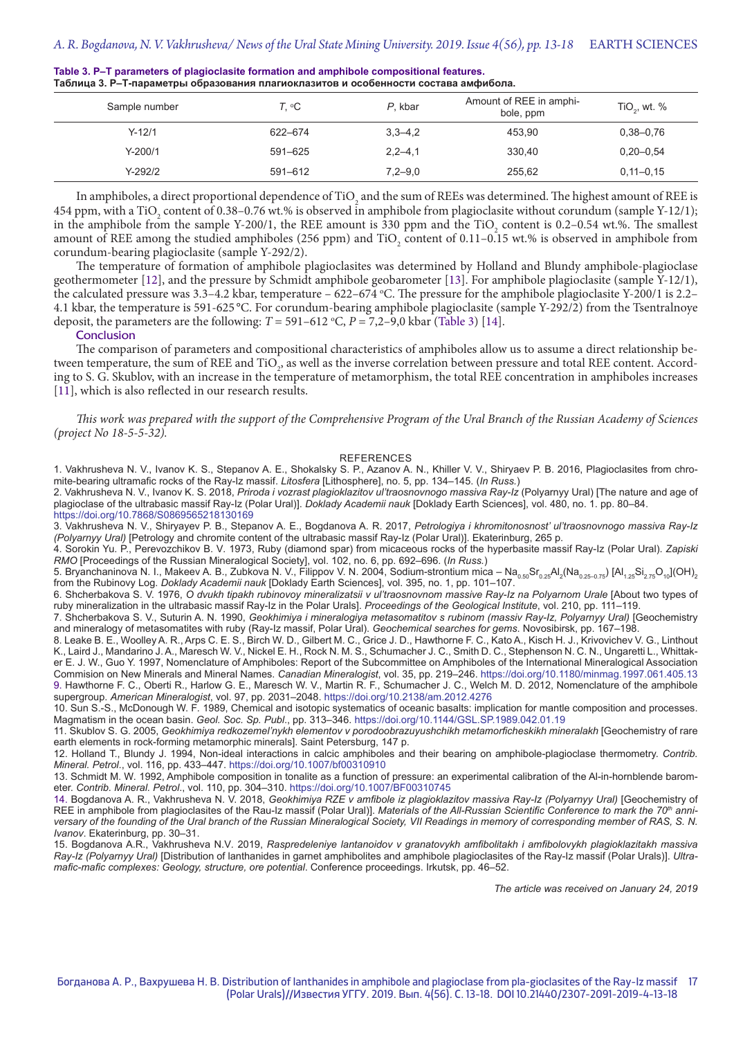**Table 3. P–T parameters of plagioclasite formation and amphibole compositional features.**
**Таблица 3. Р–Т-параметры образования плагиоклазитов и особенности состава амфибола.**

| Sample number | $T$, °C | $P$, kbar | Amount of REE in amphibole, ppm | $TiO_2$, wt. % |
|---|---|---|---|---|
| Y-12/1 | 622–674 | 3,3–4,2 | 453,90 | 0,38–0,76 |
| Y-200/1 | 591–625 | 2,2–4,1 | 330,40 | 0,20–0,54 |
| Y-292/2 | 591–612 | 7,2–9,0 | 255,62 | 0,11–0,15 |

In amphiboles, a direct proportional dependence of $TiO_2$ and the sum of REEs was determined. The highest amount of REE is 454 ppm, with a $TiO_2$ content of 0.38–0.76 wt.% is observed in amphibole from plagioclasite without corundum (sample Y-12/1); in the amphibole from the sample Y-200/1, the REE amount is 330 ppm and the $TiO_2$ content is 0.2–0.54 wt.%. The smallest amount of REE among the studied amphiboles (256 ppm) and $TiO_2$ content of 0.11–0.15 wt.% is observed in amphibole from corundum-bearing plagioclasite (sample Y-292/2).

The temperature of formation of amphibole plagioclasites was determined by Holland and Blundy amphibole-plagioclase geothermometer [12], and the pressure by Schmidt amphibole geobarometer [13]. For amphibole plagioclasite (sample Y-12/1), the calculated pressure was 3.3–4.2 kbar, temperature – 622–674 °C. The pressure for the amphibole plagioclasite Y-200/1 is 2.2–4.1 kbar, the temperature is 591-625 °C. For corundum-bearing amphibole plagioclasite (sample Y-292/2) from the Tsentralnoye deposit, the parameters are the following: $T$ = 591–612 °C, $P$ = 7,2–9,0 kbar (Table 3) [14].

## Conclusion

The comparison of parameters and compositional characteristics of amphiboles allow us to assume a direct relationship between temperature, the sum of REE and $TiO_2$, as well as the inverse correlation between pressure and total REE content. According to S. G. Skublov, with an increase in the temperature of metamorphism, the total REE concentration in amphiboles increases [11], which is also reflected in our research results.

*This work was prepared with the support of the Comprehensive Program of the Ural Branch of the Russian Academy of Sciences (project No 18-5-5-32).*

## REFERENCES

1. Vakhrusheva N. V., Ivanov K. S., Stepanov A. E., Shokalsky S. P., Azanov A. N., Khiller V. V., Shiryaev P. B. 2016, Plagioclasites from chromite-bearing ultramafic rocks of the Ray-Iz massif. *Litosfera* [Lithosphere], no. 5, pp. 134–145. (*In Russ.*)
2. Vakhrusheva N. V., Ivanov K. S. 2018, *Priroda i vozrast plagioklazitov ul'traosnovnogo massiva Ray-Iz* (Polyarnyy Ural) [The nature and age of plagioclase of the ultrabasic massif Ray-Iz (Polar Ural)]. *Doklady Academii nauk* [Doklady Earth Sciences], vol. 480, no. 1. pp. 80–84. https://doi.org/10.7868/S0869565218130169
3. Vakhrusheva N. V., Shiryayev P. B., Stepanov A. E., Bogdanova A. R. 2017, *Petrologiya i khromitonosnost' ul'traosnovnogo massiva Ray-Iz (Polyarnyy Ural)* [Petrology and chromite content of the ultrabasic massif Ray-Iz (Polar Ural)]. Ekaterinburg, 265 p.
4. Sorokin Yu. P., Perevozchikov B. V. 1973, Ruby (diamond spar) from micaceous rocks of the hyperbasite massif Ray-Iz (Polar Ural). *Zapiski RMO* [Proceedings of the Russian Mineralogical Society], vol. 102, no. 6, pp. 692–696. (*In Russ.*)
5. Bryanchaninova N. I., Makeev A. B., Zubkova N. V., Filippov V. N. 2004, Sodium-strontium mica – $Na_{0.50}Sr_{0.25}Al_2(Na_{0.25–0.75})$ $[Al_{1.25}Si_{2.75}O_{10}](OH)_2$ from the Rubinovy Log. *Doklady Academii nauk* [Doklady Earth Sciences], vol. 395, no. 1, pp. 101–107.
6. Shcherbakova S. V. 1976, *O dvukh tipakh rubinovoy mineralizatsii v ul'traosnovnom massive Ray-Iz na Polyarnom Urale* [About two types of ruby mineralization in the ultrabasic massif Ray-Iz in the Polar Urals]. *Proceedings of the Geological Institute*, vol. 210, pp. 111–119.
7. Shcherbakova S. V., Suturin A. N. 1990, *Geokhimiya i mineralogiya metasomatitov s rubinom (massiv Ray-Iz, Polyarnyy Ural)* [Geochemistry and mineralogy of metasomatites with ruby (Ray-Iz massif, Polar Ural)]. *Geochemical searches for gems*. Novosibirsk, pp. 167–198.
8. Leake B. E., Woolley A. R., Arps C. E. S., Birch W. D., Gilbert M. C., Grice J. D., Hawthorne F. C., Kato A., Kisch H. J., Krivovichev V. G., Linthout K., Laird J., Mandarino J. A., Maresch W. V., Nickel E. H., Rock N. M. S., Schumacher J. C., Smith D. C., Stephenson N. C. N., Ungaretti L., Whittaker E. J. W., Guo Y. 1997, Nomenclature of Amphiboles: Report of the Subcommittee on Amphiboles of the International Mineralogical Association Commision on New Minerals and Mineral Names. *Canadian Mineralogist*, vol. 35, pp. 219–246. https://doi.org/10.1180/minmag.1997.061.405.13
9. Hawthorne F. C., Oberti R., Harlow G. E., Maresch W. V., Martin R. F., Schumacher J. C., Welch M. D. 2012, Nomenclature of the amphibole supergroup. *American Mineralogist*, vol. 97, pp. 2031–2048. https://doi.org/10.2138/am.2012.4276
10. Sun S.-S., McDonough W. F. 1989, Chemical and isotopic systematics of oceanic basalts: implication for mantle composition and processes. Magmatism in the ocean basin. *Geol. Soc. Sp. Publ.*, pp. 313–346. https://doi.org/10.1144/GSL.SP.1989.042.01.19
11. Skublov S. G. 2005, *Geokhimiya redkozemel'nykh elementov v porodoobrazuyushchikh metamorficheskikh mineralakh* [Geochemistry of rare earth elements in rock-forming metamorphic minerals]. Saint Petersburg, 147 p.
12. Holland T., Blundy J. 1994, Non-ideal interactions in calcic amphiboles and their bearing on amphibole-plagioclase thermometry. *Contrib. Mineral. Petrol.*, vol. 116, pp. 433–447. https://doi.org/10.1007/bf00310910
13. Schmidt M. W. 1992, Amphibole composition in tonalite as a function of pressure: an experimental calibration of the Al-in-hornblende barometer. *Contrib. Mineral. Petrol.*, vol. 110, pp. 304–310. https://doi.org/10.1007/BF00310745
14. Bogdanova A. R., Vakhrusheva N. V. 2018, *Geokhimiya RZE v amfibole iz plagioklazitov massiva Ray-Iz (Polyarnyy Ural)* [Geochemistry of REE in amphibole from plagioclasites of the Rau-Iz massif (Polar Ural)]. *Materials of the All-Russian Scientific Conference to mark the 70th anniversary of the founding of the Ural branch of the Russian Mineralogical Society, VII Readings in memory of corresponding member of RAS, S. N. Ivanov*. Ekaterinburg, pp. 30–31.
15. Bogdanova A.R., Vakhrusheva N.V. 2019, *Raspredeleniye lantanoidov v granatovykh amfibolitakh i amfibolovykh plagioklazitakh massiva Ray-Iz (Polyarnyy Ural)* [Distribution of lanthanides in garnet amphibolites and amphibole plagioclasites of the Ray-Iz massif (Polar Urals)]. *Ultramafic-mafic complexes: Geology, structure, ore potential*. Conference proceedings. Irkutsk, pp. 46–52.

*The article was received on January 24, 2019*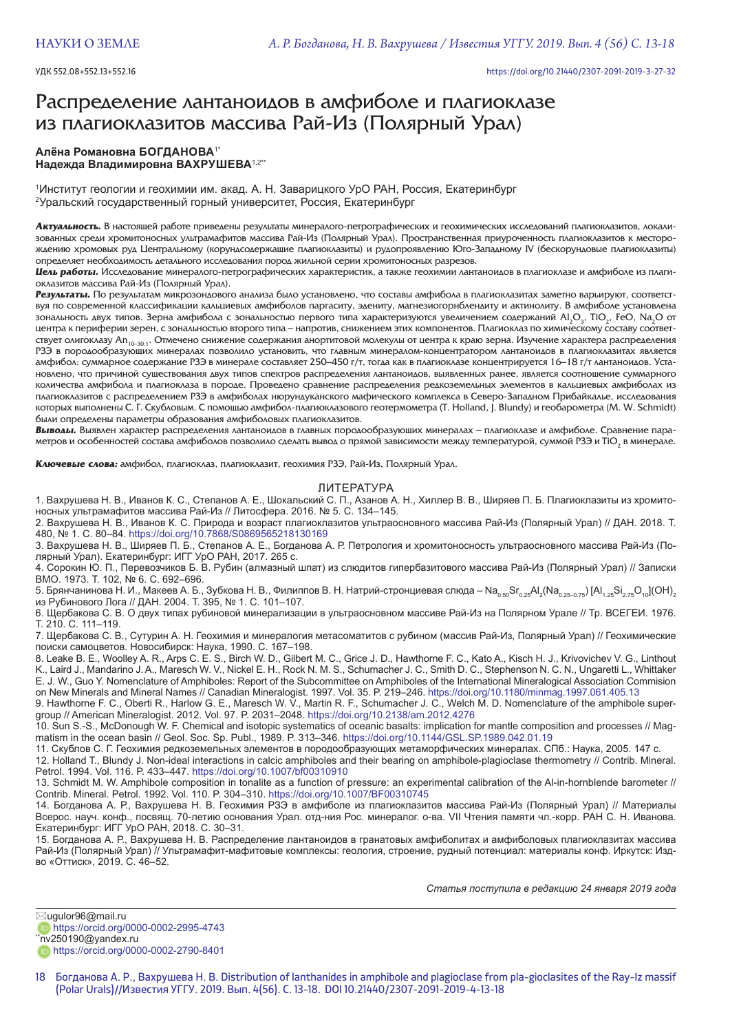УДК 552.08+552.13+552.16

https://doi.org/10.21440/2307-2091-2019-3-27-32

# Распределение лантаноидов в амфиболе и плагиоклазе из плагиоклазитов массива Рай-Из (Полярный Урал)

**Алёна Романовна БОГДАНОВА**[1*]
**Надежда Владимировна ВАХРУШЕВА**[1,2**]

[1]Институт геологии и геохимии им. акад. А. Н. Заварицкого УрО РАН, Россия, Екатеринбург
[2]Уральский государственный горный университет, Россия, Екатеринбург

***Актуальность.*** В настоящей работе приведены результаты минералого-петрографических и геохимических исследований плагиоклазитов, локализованных среди хромитоносных ультрамафитов массива Рай-Из (Полярный Урал). Пространственная приуроченность плагиоклазитов к месторождению хромовых руд Центральному (корундсодержащие плагиоклазиты) и рудопроявлению Юго-Западному IV (бескорундовые плагиоклазиты) определяет необходимость детального исследования пород жильной серии хромитоносных разрезов.

***Цель работы.*** Исследование минералого-петрографических характеристик, а также геохимии лантаноидов в плагиоклазе и амфиболе из плагиоклазитов массива Рай-Из (Полярный Урал).

***Результаты.*** По результатам микрозондового анализа было установлено, что составы амфибола в плагиоклазитах заметно варьируют, соответствуя по современной классификации кальциевых амфиболов паргаситу, эдениту, магнезиогорнблендиту и актинолиту. В амфиболе установлена зональность двух типов. Зерна амфибола с зональностью первого типа характеризуются увеличением содержаний $Al_2O_3$, $TiO_2$, FeO, $Na_2O$ от центра к периферии зерен, с зональностью второго типа – напротив, снижением этих компонентов. Плагиоклаз по химическому составу соответствует олигоклазу $An_{10–30,1}$. Отмечено снижение содержания анортитовой молекулы от центра к краю зерна. Изучение характера распределения РЗЭ в породообразующих минералах позволило установить, что главным минералом-концентратором лантаноидов в плагиоклазитах является амфибол: суммарное содержание РЗЭ в минерале составляет 250–450 г/т, тогда как в плагиоклазе концентрируется 16–18 г/т лантаноидов. Установлено, что причиной существования двух типов спектров распределения лантаноидов, выявленных ранее, является соотношение суммарного количества амфибола и плагиоклаза в породе. Проведено сравнение распределения редкоземельных элементов в кальциевых амфиболах из плагиоклазитов с распределением РЗЭ в амфиболах нюрундуканского мафического комплекса в Северо-Западном Прибайкалье, исследования которых выполнены С. Г. Скублововым. С помощью амфибол-плагиоклазового геотермометра (T. Holland, J. Blundy) и геобарометра (M. W. Schmidt) были определены параметры образования амфиболовых плагиоклазитов.

***Выводы.*** Выявлен характер распределения лантаноидов в главных породообразующих минералах – плагиоклазе и амфиболе. Сравнение параметров и особенностей состава амфиболов позволило сделать вывод о прямой зависимости между температурой, суммой РЗЭ и $TiO_2$ в минерале.

***Ключевые слова:*** амфибол, плагиоклаз, плагиоклазит, геохимия РЗЭ, Рай-Из, Полярный Урал.

## ЛИТЕРАТУРА

1. Вахрушева Н. В., Иванов К. С., Степанов А. Е., Шокальский С. П., Азанов А. Н., Хиллер В. В., Ширяев П. Б. Плагиоклазиты из хромитоносных ультрамафитов массива Рай-Из // Литосфера. 2016. № 5. С. 134–145.
2. Вахрушева Н. В., Иванов К. С. Природа и возраст плагиоклазитов ультраосновного массива Рай-Из (Полярный Урал) // ДАН. 2018. Т. 480, № 1. С. 80–84. https://doi.org/10.7868/S0869565218130169
3. Вахрушева Н. В., Ширяев П. Б., Степанов А. Е., Богданова А. Р. Петрология и хромитоносность ультраосновного массива Рай-Из (Полярный Урал). Екатеринбург: ИГГ УрО РАН, 2017. 265 с.
4. Сорокин Ю. П., Перевозчиков Б. В. Рубин (алмазный шпат) из слюдитов гипербазитового массива Рай-Из (Полярный Урал) // Записки ВМО. 1973. Т. 102, № 6. С. 692–696.
5. Брянчанинова Н. И., Макеев А. Б., Зубкова Н. В., Филиппов В. Н. Натрий-стронциевая слюда – $Na_{0.50}Sr_{0.25}Al_2(Na_{0.25–0.75})$ $[Al_{1.25}Si_{2.75}O_{10}](OH)_2$ из Рубинового Лога // ДАН. 2004. Т. 395, № 1. С. 101–107.
6. Щербакова С. В. О двух типах рубиновой минерализации в ультраосновном массиве Рай-Из на Полярном Урале // Тр. ВСЕГЕИ. 1976. Т. 210. С. 111–119.
7. Щербакова С. В., Сутурин А. Н. Геохимия и минералогия метасоматитов с рубином (массив Рай-Из, Полярный Урал) // Геохимические поиски самоцветов. Новосибирск: Наука, 1990. С. 167–198.
8. Leake B. E., Woolley A. R., Arps C. E. S., Birch W. D., Gilbert M. C., Grice J. D., Hawthorne F. C., Kato A., Kisch H. J., Krivovichev V. G., Linthout K., Laird J., Mandarino J. A., Maresch W. V., Nickel E. H., Rock N. M. S., Schumacher J. C., Smith D. C., Stephenson N. C. N., Ungaretti L., Whittaker E. J. W., Guo Y. Nomenclature of Amphiboles: Report of the Subcommittee on Amphiboles of the International Mineralogical Association Commision on New Minerals and Mineral Names // Canadian Mineralogist. 1997. Vol. 35. P. 219–246. https://doi.org/10.1180/minmag.1997.061.405.13
9. Hawthorne F. C., Oberti R., Harlow G. E., Maresch W. V., Martin R. F., Schumacher J. C., Welch M. D. Nomenclature of the amphibole supergroup // American Mineralogist. 2012. Vol. 97. P. 2031–2048. https://doi.org/10.2138/am.2012.4276
10. Sun S.-S., McDonough W. F. Chemical and isotopic systematics of oceanic basalts: implication for mantle composition and processes // Magmatism in the ocean basin // Geol. Soc. Sp. Publ., 1989. P. 313–346. https://doi.org/10.1144/GSL.SP.1989.042.01.19
11. Скублов С. Г. Геохимия редкоземельных элементов в породообразующих метаморфических минералах. СПб.: Наука, 2005. 147 с.
12. Holland T., Blundy J. Non-ideal interactions in calcic amphiboles and their bearing on amphibole-plagioclase thermometry // Contrib. Mineral. Petrol. 1994. Vol. 116. P. 433–447. https://doi.org/10.1007/bf00310910
13. Schmidt M. W. Amphibole composition in tonalite as a function of pressure: an experimental calibration of the Al-in-hornblende barometer // Contrib. Mineral. Petrol. 1992. Vol. 110. P. 304–310. https://doi.org/10.1007/BF00310745
14. Богданова А. Р., Вахрушева Н. В. Геохимия РЗЭ в амфиболе из плагиоклазитов массива Рай-Из (Полярный Урал) // Материалы Всерос. науч. конф., посвящ. 70-летию основания Урал. отд-ния Рос. минералог. о-ва. VII Чтения памяти чл.-корр. РАН С. Н. Иванова. Екатеринбург: ИГГ УрО РАН, 2018. С. 30–31.
15. Богданова А. Р., Вахрушева Н. В. Распределение лантаноидов в гранатовых амфиболитах и амфиболовых плагиоклазитах массива Рай-Из (Полярный Урал) // Ультрамафит-мафитовые комплексы: геология, строение, рудный потенциал: материалы конф. Иркутск: Изд-во «Оттиск», 2019. С. 46–52.

*Статья поступила в редакцию 24 января 2019 года*

*ugulor96@mail.ru
https://orcid.org/0000-0002-2995-4743
**nv250190@yandex.ru
https://orcid.org/0000-0002-2790-8401

Богданова А. Р., Вахрушева Н. В. Distribution of lanthanides in amphibole and plagioclase from pla-gioclasites of the Ray-Iz massif (Polar Urals)//Известия УГГУ. 2019. Вып. 4(56). С. 13-18. DOI 10.21440/2307-2091-2019-4-13-18